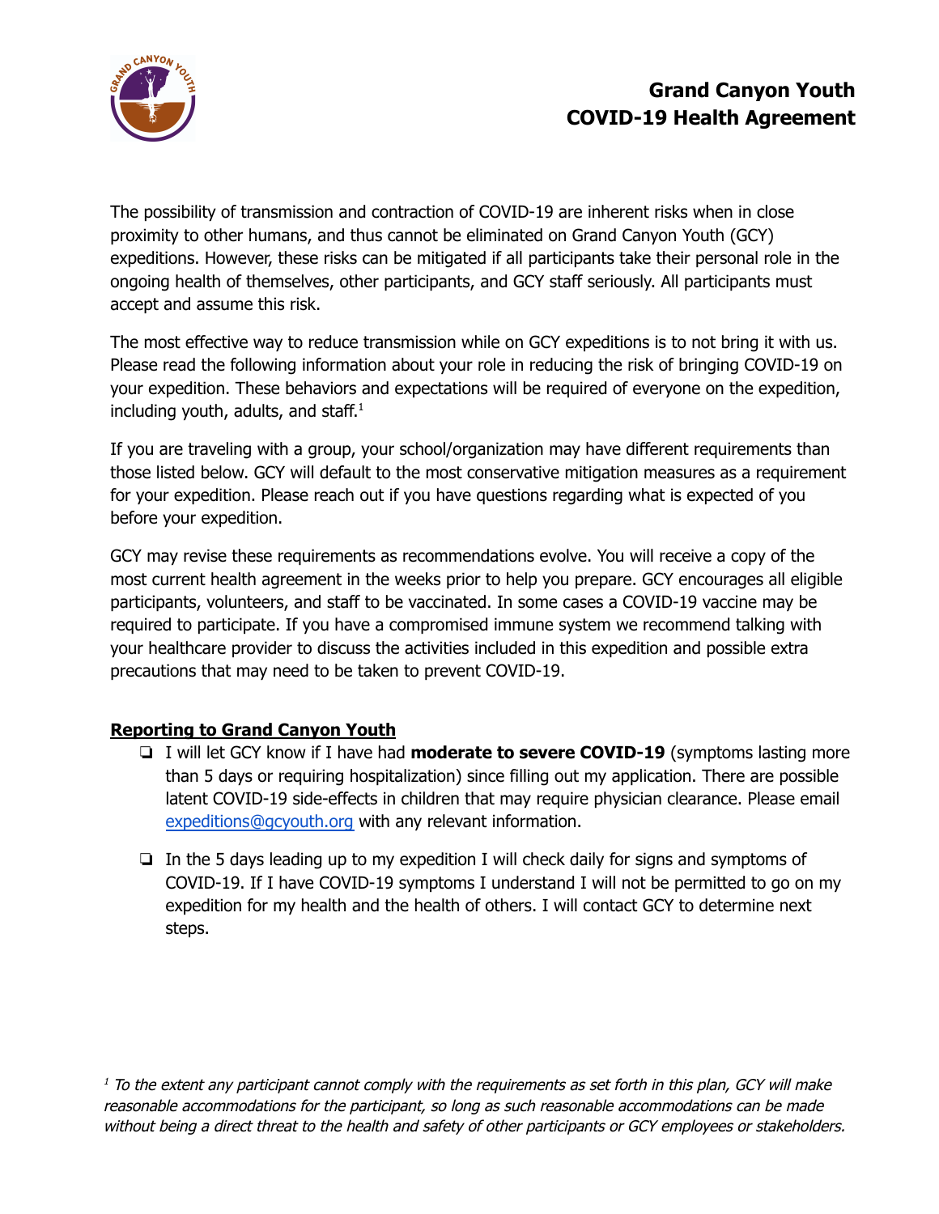# Grand Canyon Youth
# COVID-19 Health Agreement

The possibility of transmission and contraction of COVID-19 are inherent risks when in close proximity to other humans, and thus cannot be eliminated on Grand Canyon Youth (GCY) expeditions. However, these risks can be mitigated if all participants take their personal role in the ongoing health of themselves, other participants, and GCY staff seriously. All participants must accept and assume this risk.

The most effective way to reduce transmission while on GCY expeditions is to not bring it with us. Please read the following information about your role in reducing the risk of bringing COVID-19 on your expedition. These behaviors and expectations will be required of everyone on the expedition, including youth, adults, and staff.[1]

If you are traveling with a group, your school/organization may have different requirements than those listed below. GCY will default to the most conservative mitigation measures as a requirement for your expedition. Please reach out if you have questions regarding what is expected of you before your expedition.

GCY may revise these requirements as recommendations evolve. You will receive a copy of the most current health agreement in the weeks prior to help you prepare. GCY encourages all eligible participants, volunteers, and staff to be vaccinated. In some cases a COVID-19 vaccine may be required to participate. If you have a compromised immune system we recommend talking with your healthcare provider to discuss the activities included in this expedition and possible extra precautions that may need to be taken to prevent COVID-19.

## Reporting to Grand Canyon Youth

- ❏ I will let GCY know if I have had **moderate to severe COVID-19** (symptoms lasting more than 5 days or requiring hospitalization) since filling out my application. There are possible latent COVID-19 side-effects in children that may require physician clearance. Please email expeditions@gcyouth.org with any relevant information.
- ❏ In the 5 days leading up to my expedition I will check daily for signs and symptoms of COVID-19. If I have COVID-19 symptoms I understand I will not be permitted to go on my expedition for my health and the health of others. I will contact GCY to determine next steps.

*[1] To the extent any participant cannot comply with the requirements as set forth in this plan, GCY will make reasonable accommodations for the participant, so long as such reasonable accommodations can be made without being a direct threat to the health and safety of other participants or GCY employees or stakeholders.*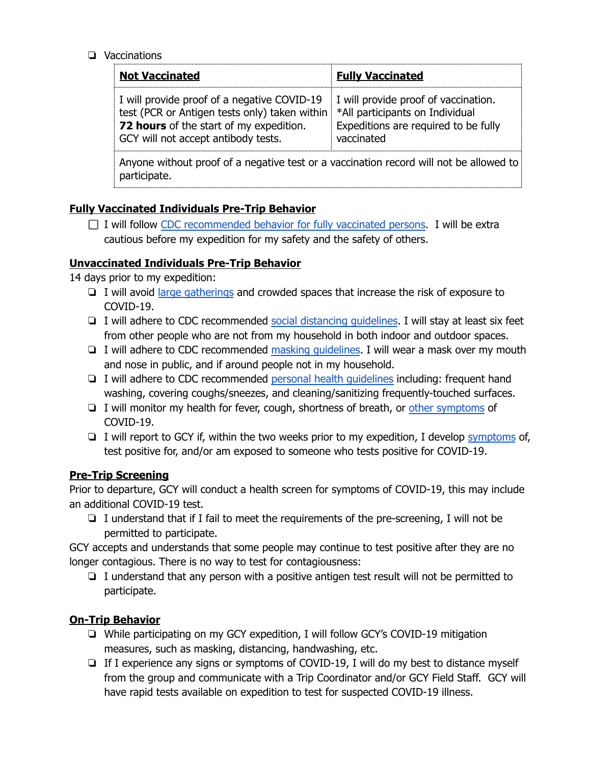- [ ] Vaccinations

| **Not Vaccinated** | **Fully Vaccinated** |
|---|---|
| I will provide proof of a negative COVID-19 test (PCR or Antigen tests only) taken within **72 hours** of the start of my expedition. GCY will not accept antibody tests. | I will provide proof of vaccination. *All participants on Individual Expeditions are required to be fully vaccinated |
| Anyone without proof of a negative test or a vaccination record will not be allowed to participate. | |

**Fully Vaccinated Individuals Pre-Trip Behavior**

- [ ] I will follow CDC recommended behavior for fully vaccinated persons. I will be extra cautious before my expedition for my safety and the safety of others.

**Unvaccinated Individuals Pre-Trip Behavior**

14 days prior to my expedition:

- [ ] I will avoid large gatherings and crowded spaces that increase the risk of exposure to COVID-19.
- [ ] I will adhere to CDC recommended social distancing guidelines. I will stay at least six feet from other people who are not from my household in both indoor and outdoor spaces.
- [ ] I will adhere to CDC recommended masking guidelines. I will wear a mask over my mouth and nose in public, and if around people not in my household.
- [ ] I will adhere to CDC recommended personal health guidelines including: frequent hand washing, covering coughs/sneezes, and cleaning/sanitizing frequently-touched surfaces.
- [ ] I will monitor my health for fever, cough, shortness of breath, or other symptoms of COVID-19.
- [ ] I will report to GCY if, within the two weeks prior to my expedition, I develop symptoms of, test positive for, and/or am exposed to someone who tests positive for COVID-19.

**Pre-Trip Screening**

Prior to departure, GCY will conduct a health screen for symptoms of COVID-19, this may include an additional COVID-19 test.

- [ ] I understand that if I fail to meet the requirements of the pre-screening, I will not be permitted to participate.

GCY accepts and understands that some people may continue to test positive after they are no longer contagious. There is no way to test for contagiousness:

- [ ] I understand that any person with a positive antigen test result will not be permitted to participate.

**On-Trip Behavior**

- [ ] While participating on my GCY expedition, I will follow GCY's COVID-19 mitigation measures, such as masking, distancing, handwashing, etc.
- [ ] If I experience any signs or symptoms of COVID-19, I will do my best to distance myself from the group and communicate with a Trip Coordinator and/or GCY Field Staff. GCY will have rapid tests available on expedition to test for suspected COVID-19 illness.